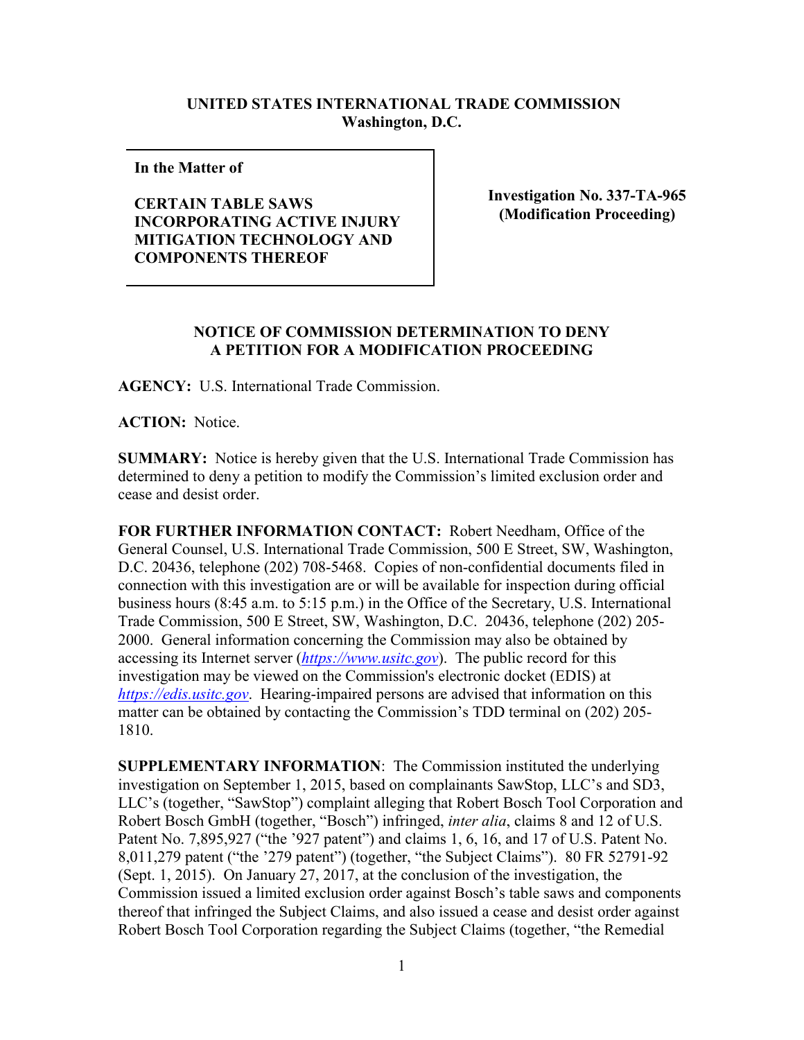**UNITED STATES INTERNATIONAL TRADE COMMISSION**
**Washington, D.C.**

| | |
|---|---|
| **In the Matter of**<br><br>**CERTAIN TABLE SAWS INCORPORATING ACTIVE INJURY MITIGATION TECHNOLOGY AND COMPONENTS THEREOF** | **Investigation No. 337-TA-965 (Modification Proceeding)** |

**NOTICE OF COMMISSION DETERMINATION TO DENY A PETITION FOR A MODIFICATION PROCEEDING**

**AGENCY:** U.S. International Trade Commission.

**ACTION:** Notice.

**SUMMARY:** Notice is hereby given that the U.S. International Trade Commission has determined to deny a petition to modify the Commission's limited exclusion order and cease and desist order.

**FOR FURTHER INFORMATION CONTACT:** Robert Needham, Office of the General Counsel, U.S. International Trade Commission, 500 E Street, SW, Washington, D.C. 20436, telephone (202) 708-5468. Copies of non-confidential documents filed in connection with this investigation are or will be available for inspection during official business hours (8:45 a.m. to 5:15 p.m.) in the Office of the Secretary, U.S. International Trade Commission, 500 E Street, SW, Washington, D.C. 20436, telephone (202) 205-2000. General information concerning the Commission may also be obtained by accessing its Internet server (*https://www.usitc.gov*). The public record for this investigation may be viewed on the Commission's electronic docket (EDIS) at *https://edis.usitc.gov*. Hearing-impaired persons are advised that information on this matter can be obtained by contacting the Commission's TDD terminal on (202) 205-1810.

**SUPPLEMENTARY INFORMATION**: The Commission instituted the underlying investigation on September 1, 2015, based on complainants SawStop, LLC's and SD3, LLC's (together, "SawStop") complaint alleging that Robert Bosch Tool Corporation and Robert Bosch GmbH (together, "Bosch") infringed, *inter alia*, claims 8 and 12 of U.S. Patent No. 7,895,927 ("the '927 patent") and claims 1, 6, 16, and 17 of U.S. Patent No. 8,011,279 patent ("the '279 patent") (together, "the Subject Claims"). 80 FR 52791-92 (Sept. 1, 2015). On January 27, 2017, at the conclusion of the investigation, the Commission issued a limited exclusion order against Bosch's table saws and components thereof that infringed the Subject Claims, and also issued a cease and desist order against Robert Bosch Tool Corporation regarding the Subject Claims (together, "the Remedial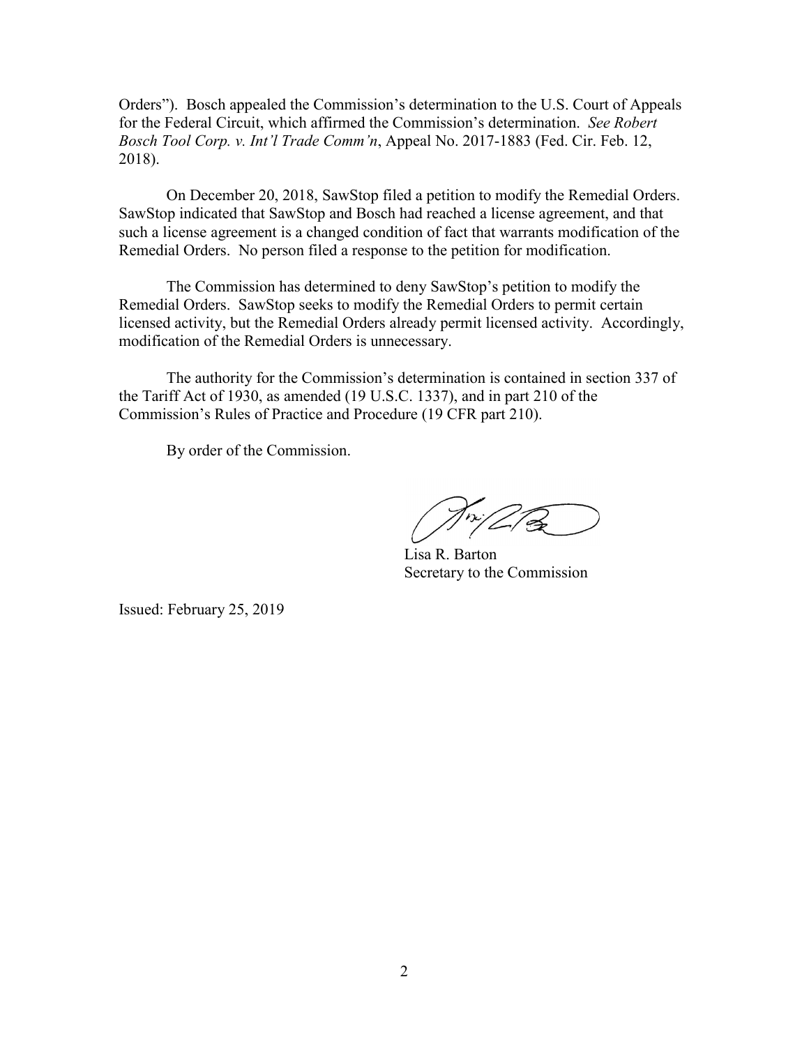Orders"). Bosch appealed the Commission's determination to the U.S. Court of Appeals for the Federal Circuit, which affirmed the Commission's determination. *See Robert Bosch Tool Corp. v. Int'l Trade Comm'n*, Appeal No. 2017-1883 (Fed. Cir. Feb. 12, 2018).

On December 20, 2018, SawStop filed a petition to modify the Remedial Orders. SawStop indicated that SawStop and Bosch had reached a license agreement, and that such a license agreement is a changed condition of fact that warrants modification of the Remedial Orders. No person filed a response to the petition for modification.

The Commission has determined to deny SawStop's petition to modify the Remedial Orders. SawStop seeks to modify the Remedial Orders to permit certain licensed activity, but the Remedial Orders already permit licensed activity. Accordingly, modification of the Remedial Orders is unnecessary.

The authority for the Commission's determination is contained in section 337 of the Tariff Act of 1930, as amended (19 U.S.C. 1337), and in part 210 of the Commission's Rules of Practice and Procedure (19 CFR part 210).

By order of the Commission.

Lisa R. Barton
Secretary to the Commission

Issued: February 25, 2019